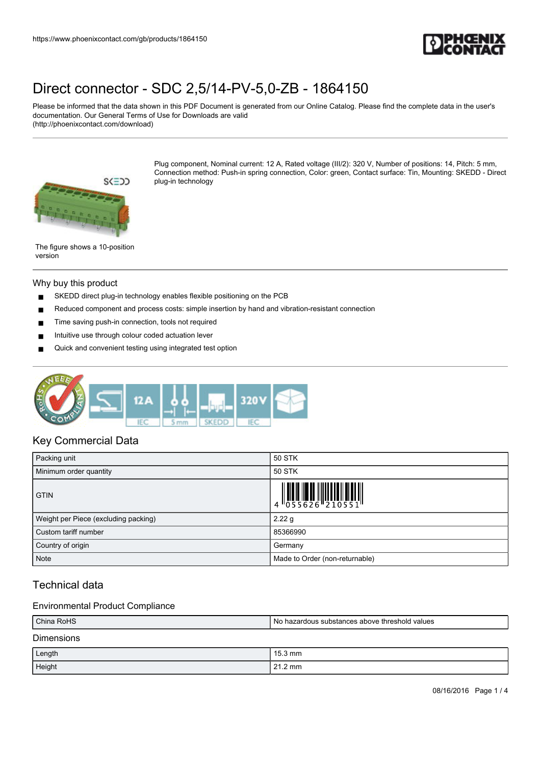https://www.phoenixcontact.com/gb/products/1864150

# Direct connector - SDC 2,5/14-PV-5,0-ZB - 1864150

Please be informed that the data shown in this PDF Document is generated from our Online Catalog. Please find the complete data in the user's documentation. Our General Terms of Use for Downloads are valid (http://phoenixcontact.com/download)

Plug component, Nominal current: 12 A, Rated voltage (III/2): 320 V, Number of positions: 14, Pitch: 5 mm, Connection method: Push-in spring connection, Color: green, Contact surface: Tin, Mounting: SKEDD - Direct plug-in technology

The figure shows a 10-position version

## Why buy this product

- SKEDD direct plug-in technology enables flexible positioning on the PCB
- Reduced component and process costs: simple insertion by hand and vibration-resistant connection
- Time saving push-in connection, tools not required
- Intuitive use through colour coded actuation lever
- Quick and convenient testing using integrated test option

## Key Commercial Data

| Packing unit | 50 STK |
|---|---|
| Minimum order quantity | 50 STK |
| GTIN | 4 055626 210551 |
| Weight per Piece (excluding packing) | 2.22 g |
| Custom tariff number | 85366990 |
| Country of origin | Germany |
| Note | Made to Order (non-returnable) |

## Technical data

### Environmental Product Compliance

| China RoHS | No hazardous substances above threshold values |
|---|---|

### Dimensions

| Length | 15.3 mm |
|---|---|
| Height | 21.2 mm |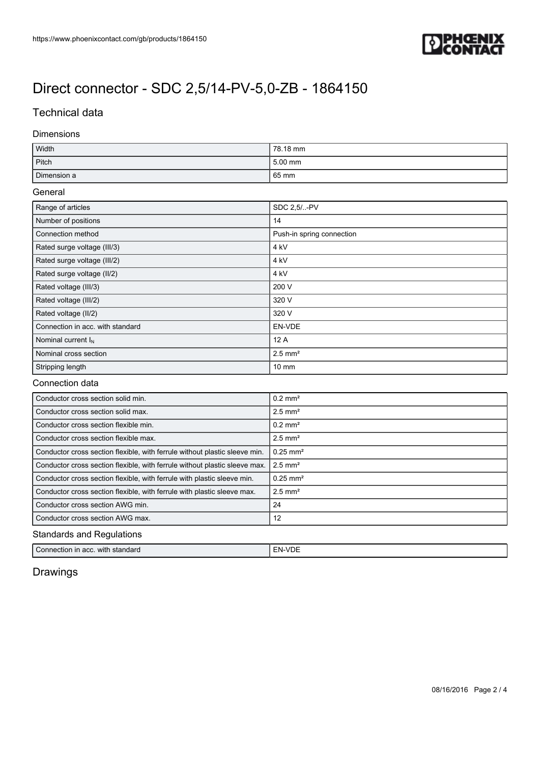# Direct connector - SDC 2,5/14-PV-5,0-ZB - 1864150

## Technical data

### Dimensions

| | |
|---|---|
| Width | 78.18 mm |
| Pitch | 5.00 mm |
| Dimension a | 65 mm |

### General

| | |
|---|---|
| Range of articles | SDC 2,5/..-PV |
| Number of positions | 14 |
| Connection method | Push-in spring connection |
| Rated surge voltage (III/3) | 4 kV |
| Rated surge voltage (III/2) | 4 kV |
| Rated surge voltage (II/2) | 4 kV |
| Rated voltage (III/3) | 200 V |
| Rated voltage (III/2) | 320 V |
| Rated voltage (II/2) | 320 V |
| Connection in acc. with standard | EN-VDE |
| Nominal current $I_N$ | 12 A |
| Nominal cross section | 2.5 mm² |
| Stripping length | 10 mm |

### Connection data

| | |
|---|---|
| Conductor cross section solid min. | 0.2 mm² |
| Conductor cross section solid max. | 2.5 mm² |
| Conductor cross section flexible min. | 0.2 mm² |
| Conductor cross section flexible max. | 2.5 mm² |
| Conductor cross section flexible, with ferrule without plastic sleeve min. | 0.25 mm² |
| Conductor cross section flexible, with ferrule without plastic sleeve max. | 2.5 mm² |
| Conductor cross section flexible, with ferrule with plastic sleeve min. | 0.25 mm² |
| Conductor cross section flexible, with ferrule with plastic sleeve max. | 2.5 mm² |
| Conductor cross section AWG min. | 24 |
| Conductor cross section AWG max. | 12 |

### Standards and Regulations

| | |
|---|---|
| Connection in acc. with standard | EN-VDE |

## Drawings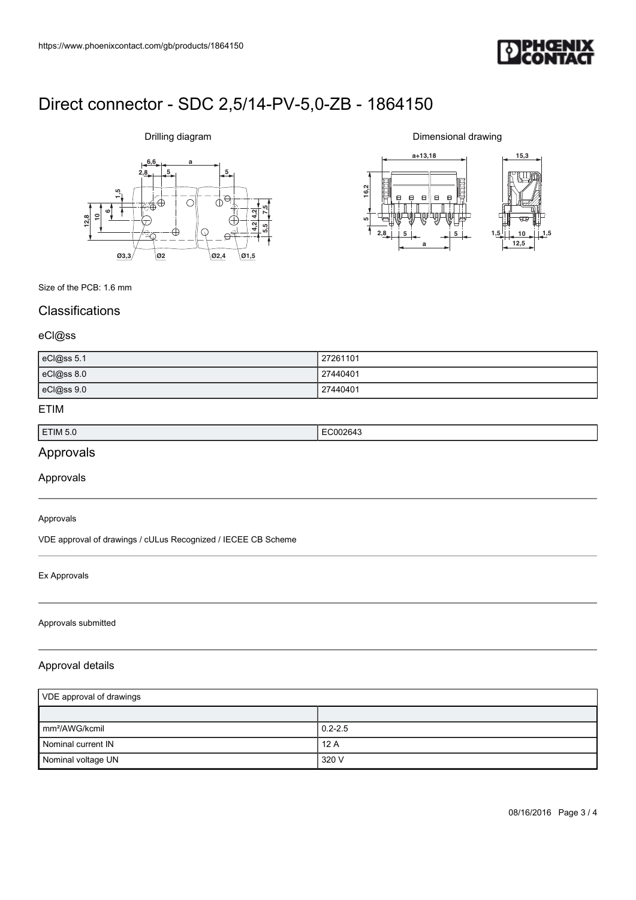# Direct connector - SDC 2,5/14-PV-5,0-ZB - 1864150

Drilling diagram

Dimensional drawing

Size of the PCB: 1.6 mm

## Classifications

### eCl@ss

| eCl@ss 5.1 | 27261101 |
| --- | --- |
| eCl@ss 8.0 | 27440401 |
| eCl@ss 9.0 | 27440401 |

### ETIM

| ETIM 5.0 | EC002643 |
| --- | --- |

## Approvals

### Approvals

Approvals

VDE approval of drawings / cULus Recognized / IECEE CB Scheme

Ex Approvals

Approvals submitted

### Approval details

| VDE approval of drawings | |
| --- | --- |
| | |
| mm²/AWG/kcmil | 0.2-2.5 |
| Nominal current IN | 12 A |
| Nominal voltage UN | 320 V |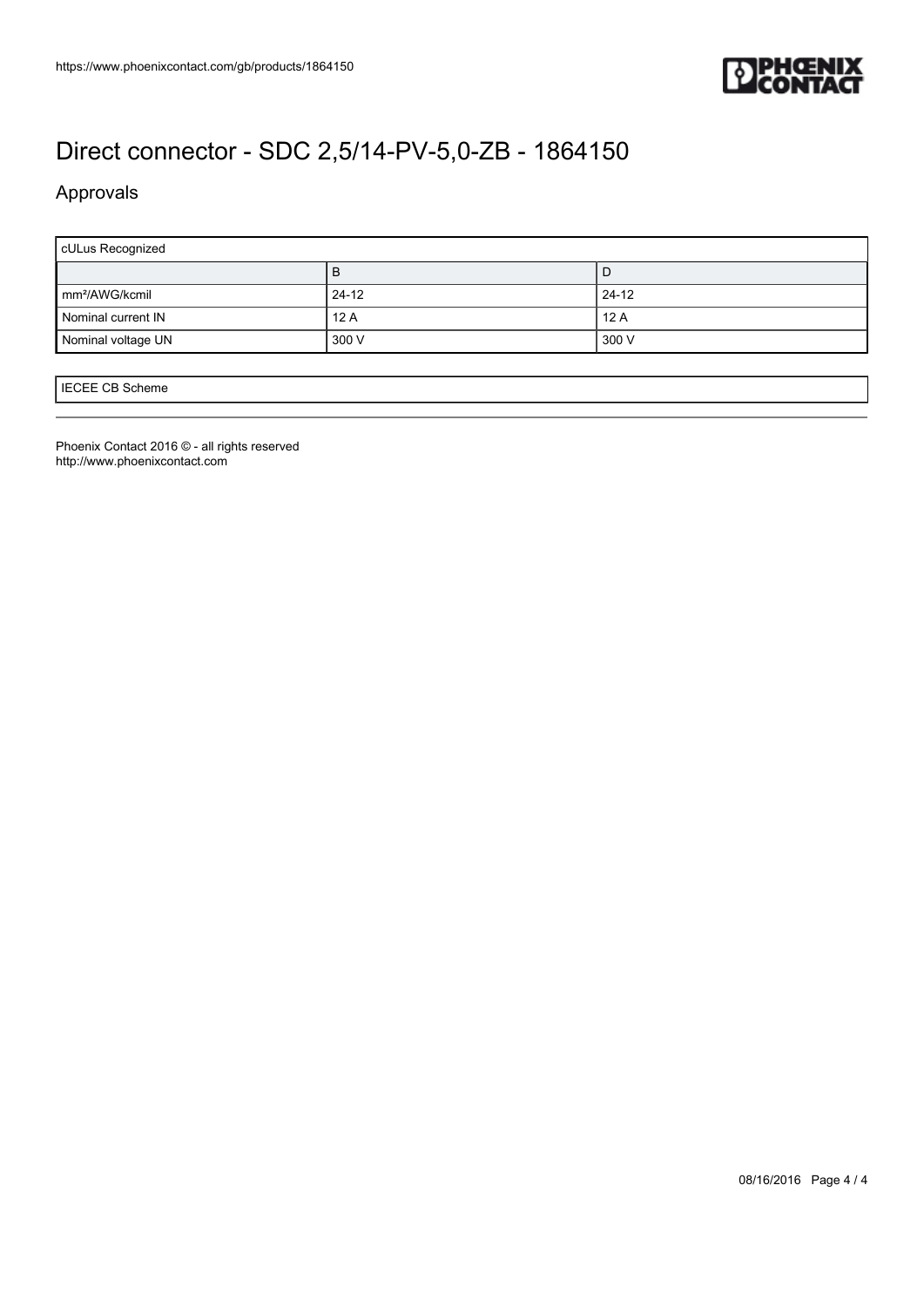# Direct connector - SDC 2,5/14-PV-5,0-ZB - 1864150

## Approvals

| cULus Recognized | | |
|---|---|---|
| | B | D |
| mm²/AWG/kcmil | 24-12 | 24-12 |
| Nominal current IN | 12 A | 12 A |
| Nominal voltage UN | 300 V | 300 V |

IECEE CB Scheme

Phoenix Contact 2016 © - all rights reserved
http://www.phoenixcontact.com